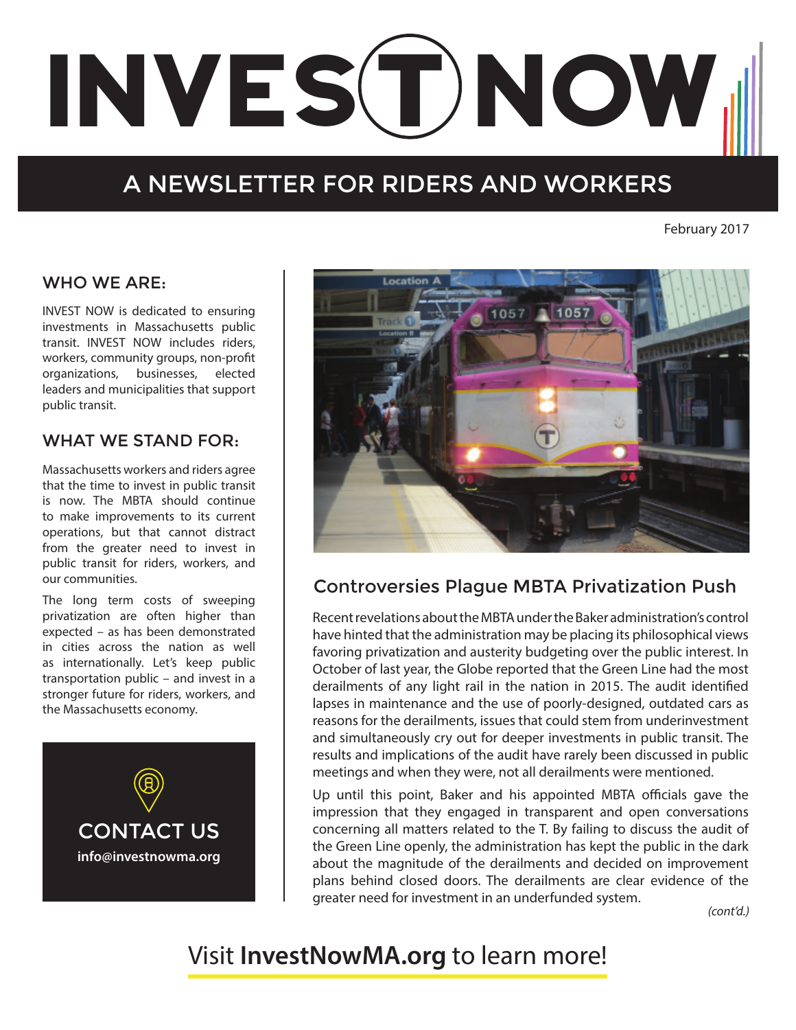# INVEST NOW

## A NEWSLETTER FOR RIDERS AND WORKERS

February 2017

### WHO WE ARE:

INVEST NOW is dedicated to ensuring investments in Massachusetts public transit. INVEST NOW includes riders, workers, community groups, non-profit organizations, businesses, elected leaders and municipalities that support public transit.

### WHAT WE STAND FOR:

Massachusetts workers and riders agree that the time to invest in public transit is now. The MBTA should continue to make improvements to its current operations, but that cannot distract from the greater need to invest in public transit for riders, workers, and our communities.

The long term costs of sweeping privatization are often higher than expected – as has been demonstrated in cities across the nation as well as internationally. Let's keep public transportation public – and invest in a stronger future for riders, workers, and the Massachusetts economy.

### CONTACT US

**info@investnowma.org**

## Controversies Plague MBTA Privatization Push

Recent revelations about the MBTA under the Baker administration's control have hinted that the administration may be placing its philosophical views favoring privatization and austerity budgeting over the public interest. In October of last year, the Globe reported that the Green Line had the most derailments of any light rail in the nation in 2015. The audit identified lapses in maintenance and the use of poorly-designed, outdated cars as reasons for the derailments, issues that could stem from underinvestment and simultaneously cry out for deeper investments in public transit. The results and implications of the audit have rarely been discussed in public meetings and when they were, not all derailments were mentioned.

Up until this point, Baker and his appointed MBTA officials gave the impression that they engaged in transparent and open conversations concerning all matters related to the T. By failing to discuss the audit of the Green Line openly, the administration has kept the public in the dark about the magnitude of the derailments and decided on improvement plans behind closed doors. The derailments are clear evidence of the greater need for investment in an underfunded system.

*(cont'd.)*

Visit **InvestNowMA.org** to learn more!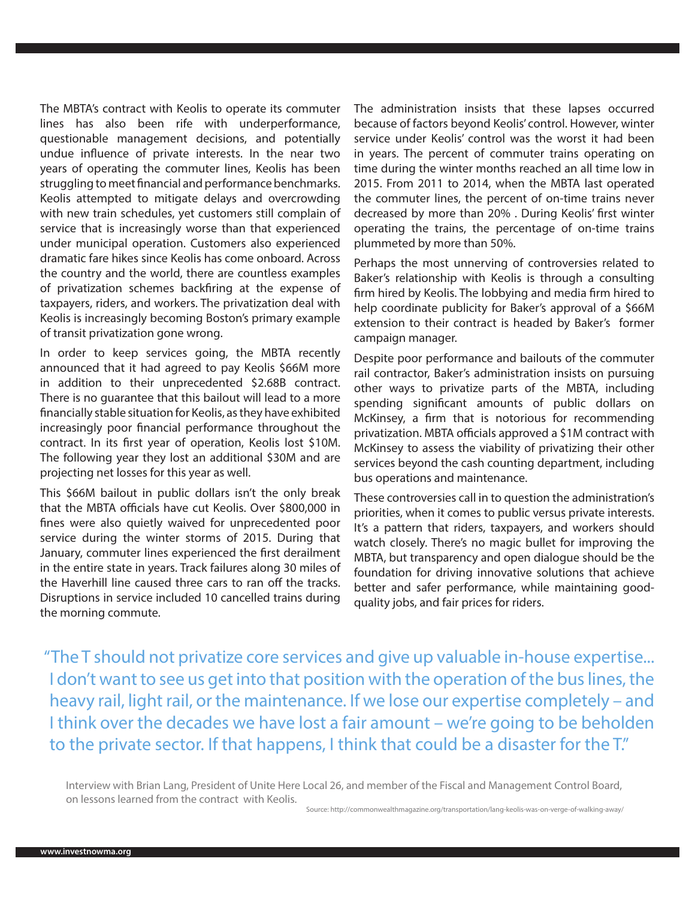The MBTA's contract with Keolis to operate its commuter lines has also been rife with underperformance, questionable management decisions, and potentially undue influence of private interests. In the near two years of operating the commuter lines, Keolis has been struggling to meet financial and performance benchmarks. Keolis attempted to mitigate delays and overcrowding with new train schedules, yet customers still complain of service that is increasingly worse than that experienced under municipal operation. Customers also experienced dramatic fare hikes since Keolis has come onboard. Across the country and the world, there are countless examples of privatization schemes backfiring at the expense of taxpayers, riders, and workers. The privatization deal with Keolis is increasingly becoming Boston's primary example of transit privatization gone wrong.

In order to keep services going, the MBTA recently announced that it had agreed to pay Keolis $66M more in addition to their unprecedented $2.68B contract. There is no guarantee that this bailout will lead to a more financially stable situation for Keolis, as they have exhibited increasingly poor financial performance throughout the contract. In its first year of operation, Keolis lost $10M. The following year they lost an additional $30M and are projecting net losses for this year as well.

This $66M bailout in public dollars isn't the only break that the MBTA officials have cut Keolis. Over $800,000 in fines were also quietly waived for unprecedented poor service during the winter storms of 2015. During that January, commuter lines experienced the first derailment in the entire state in years. Track failures along 30 miles of the Haverhill line caused three cars to ran off the tracks. Disruptions in service included 10 cancelled trains during the morning commute.

The administration insists that these lapses occurred because of factors beyond Keolis' control. However, winter service under Keolis' control was the worst it had been in years. The percent of commuter trains operating on time during the winter months reached an all time low in 2015. From 2011 to 2014, when the MBTA last operated the commuter lines, the percent of on-time trains never decreased by more than 20% . During Keolis' first winter operating the trains, the percentage of on-time trains plummeted by more than 50%.

Perhaps the most unnerving of controversies related to Baker's relationship with Keolis is through a consulting firm hired by Keolis. The lobbying and media firm hired to help coordinate publicity for Baker's approval of a $66M extension to their contract is headed by Baker's former campaign manager.

Despite poor performance and bailouts of the commuter rail contractor, Baker's administration insists on pursuing other ways to privatize parts of the MBTA, including spending significant amounts of public dollars on McKinsey, a firm that is notorious for recommending privatization. MBTA officials approved a $1M contract with McKinsey to assess the viability of privatizing their other services beyond the cash counting department, including bus operations and maintenance.

These controversies call in to question the administration's priorities, when it comes to public versus private interests. It's a pattern that riders, taxpayers, and workers should watch closely. There's no magic bullet for improving the MBTA, but transparency and open dialogue should be the foundation for driving innovative solutions that achieve better and safer performance, while maintaining good-quality jobs, and fair prices for riders.

> "The T should not privatize core services and give up valuable in-house expertise... I don't want to see us get into that position with the operation of the bus lines, the heavy rail, light rail, or the maintenance. If we lose our expertise completely – and I think over the decades we have lost a fair amount – we're going to be beholden to the private sector. If that happens, I think that could be a disaster for the T."

Interview with Brian Lang, President of Unite Here Local 26, and member of the Fiscal and Management Control Board, on lessons learned from the contract with Keolis.

Source: http://commonwealthmagazine.org/transportation/lang-keolis-was-on-verge-of-walking-away/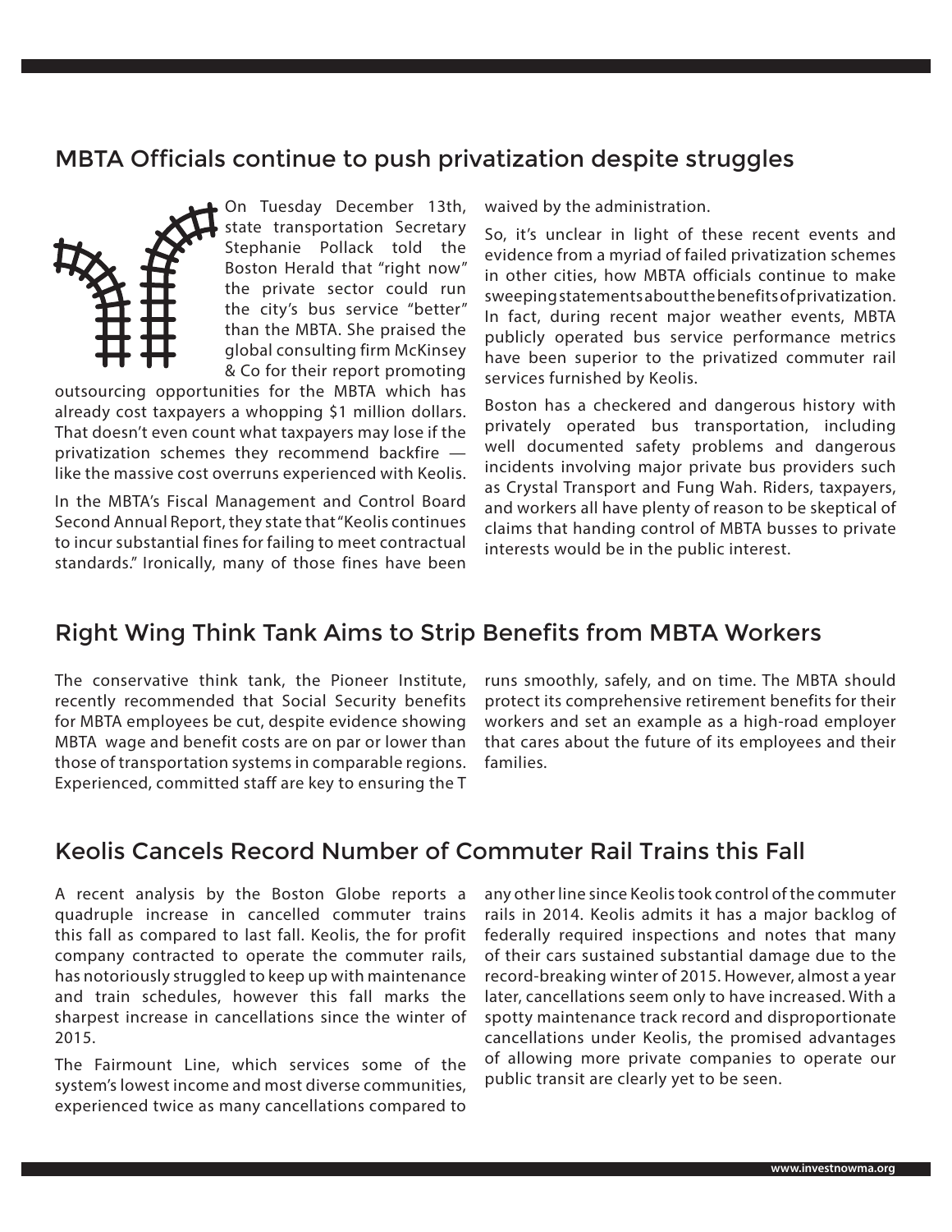## MBTA Officials continue to push privatization despite struggles

On Tuesday December 13th, state transportation Secretary Stephanie Pollack told the Boston Herald that "right now" the private sector could run the city's bus service "better" than the MBTA. She praised the global consulting firm McKinsey & Co for their report promoting outsourcing opportunities for the MBTA which has already cost taxpayers a whopping $1 million dollars. That doesn't even count what taxpayers may lose if the privatization schemes they recommend backfire — like the massive cost overruns experienced with Keolis.

In the MBTA's Fiscal Management and Control Board Second Annual Report, they state that "Keolis continues to incur substantial fines for failing to meet contractual standards." Ironically, many of those fines have been waived by the administration.

So, it's unclear in light of these recent events and evidence from a myriad of failed privatization schemes in other cities, how MBTA officials continue to make sweeping statements about the benefits of privatization. In fact, during recent major weather events, MBTA publicly operated bus service performance metrics have been superior to the privatized commuter rail services furnished by Keolis.

Boston has a checkered and dangerous history with privately operated bus transportation, including well documented safety problems and dangerous incidents involving major private bus providers such as Crystal Transport and Fung Wah. Riders, taxpayers, and workers all have plenty of reason to be skeptical of claims that handing control of MBTA busses to private interests would be in the public interest.

## Right Wing Think Tank Aims to Strip Benefits from MBTA Workers

The conservative think tank, the Pioneer Institute, recently recommended that Social Security benefits for MBTA employees be cut, despite evidence showing MBTA wage and benefit costs are on par or lower than those of transportation systems in comparable regions. Experienced, committed staff are key to ensuring the T runs smoothly, safely, and on time. The MBTA should protect its comprehensive retirement benefits for their workers and set an example as a high-road employer that cares about the future of its employees and their families.

## Keolis Cancels Record Number of Commuter Rail Trains this Fall

A recent analysis by the Boston Globe reports a quadruple increase in cancelled commuter trains this fall as compared to last fall. Keolis, the for profit company contracted to operate the commuter rails, has notoriously struggled to keep up with maintenance and train schedules, however this fall marks the sharpest increase in cancellations since the winter of 2015.

The Fairmount Line, which services some of the system's lowest income and most diverse communities, experienced twice as many cancellations compared to any other line since Keolis took control of the commuter rails in 2014. Keolis admits it has a major backlog of federally required inspections and notes that many of their cars sustained substantial damage due to the record-breaking winter of 2015. However, almost a year later, cancellations seem only to have increased. With a spotty maintenance track record and disproportionate cancellations under Keolis, the promised advantages of allowing more private companies to operate our public transit are clearly yet to be seen.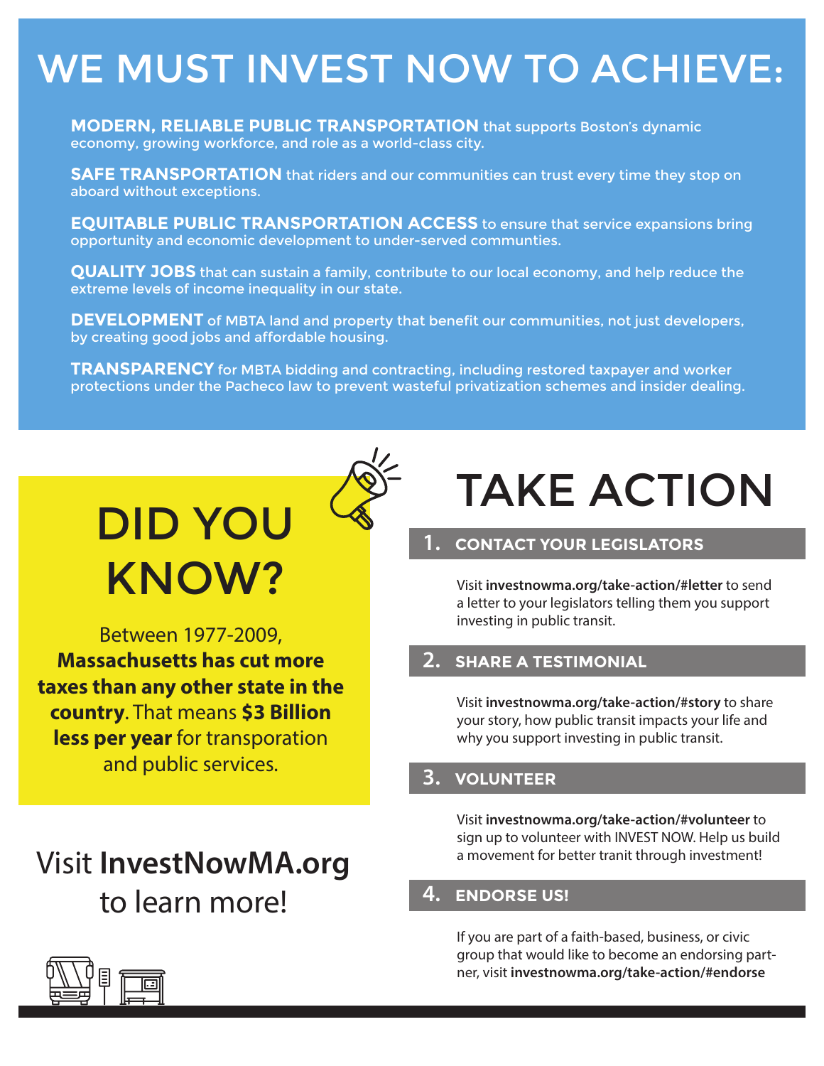# WE MUST INVEST NOW TO ACHIEVE:

**MODERN, RELIABLE PUBLIC TRANSPORTATION** that supports Boston's dynamic economy, growing workforce, and role as a world-class city.

**SAFE TRANSPORTATION** that riders and our communities can trust every time they stop on aboard without exceptions.

**EQUITABLE PUBLIC TRANSPORTATION ACCESS** to ensure that service expansions bring opportunity and economic development to under-served communties.

**QUALITY JOBS** that can sustain a family, contribute to our local economy, and help reduce the extreme levels of income inequality in our state.

**DEVELOPMENT** of MBTA land and property that benefit our communities, not just developers, by creating good jobs and affordable housing.

**TRANSPARENCY** for MBTA bidding and contracting, including restored taxpayer and worker protections under the Pacheco law to prevent wasteful privatization schemes and insider dealing.

## DID YOU KNOW?

Between 1977-2009, **Massachusetts has cut more taxes than any other state in the country**. That means **$3 Billion less per year** for transporation and public services.

Visit **InvestNowMA.org** to learn more!

## TAKE ACTION

### 1. CONTACT YOUR LEGISLATORS

Visit **investnowma.org/take-action/#letter** to send a letter to your legislators telling them you support investing in public transit.

### 2. SHARE A TESTIMONIAL

Visit **investnowma.org/take-action/#story** to share your story, how public transit impacts your life and why you support investing in public transit.

### 3. VOLUNTEER

Visit **investnowma.org/take-action/#volunteer** to sign up to volunteer with INVEST NOW. Help us build a movement for better tranit through investment!

### 4. ENDORSE US!

If you are part of a faith-based, business, or civic group that would like to become an endorsing partner, visit **investnowma.org/take-action/#endorse**